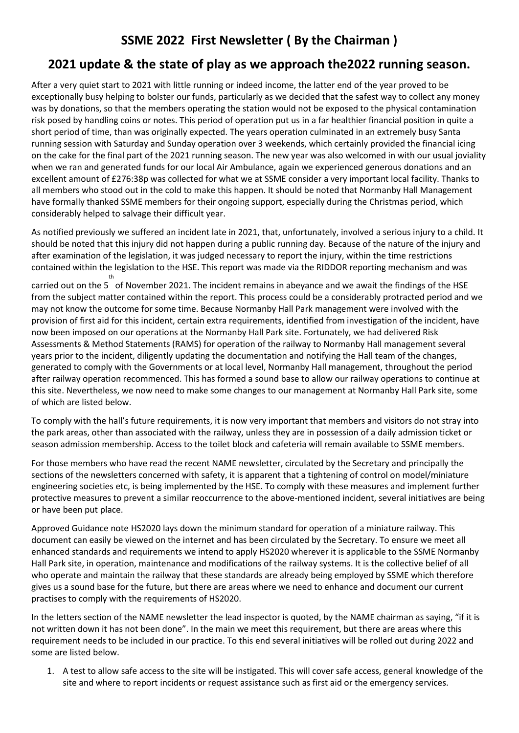# SSME 2022 First Newsletter ( By the Chairman )

## 2021 update & the state of play as we approach the2022 running season.

After a very quiet start to 2021 with little running or indeed income, the latter end of the year proved to be exceptionally busy helping to bolster our funds, particularly as we decided that the safest way to collect any money was by donations, so that the members operating the station would not be exposed to the physical contamination risk posed by handling coins or notes. This period of operation put us in a far healthier financial position in quite a short period of time, than was originally expected. The years operation culminated in an extremely busy Santa running session with Saturday and Sunday operation over 3 weekends, which certainly provided the financial icing on the cake for the final part of the 2021 running season. The new year was also welcomed in with our usual joviality when we ran and generated funds for our local Air Ambulance, again we experienced generous donations and an excellent amount of £276:38p was collected for what we at SSME consider a very important local facility. Thanks to all members who stood out in the cold to make this happen. It should be noted that Normanby Hall Management have formally thanked SSME members for their ongoing support, especially during the Christmas period, which considerably helped to salvage their difficult year.

As notified previously we suffered an incident late in 2021, that, unfortunately, involved a serious injury to a child. It should be noted that this injury did not happen during a public running day. Because of the nature of the injury and after examination of the legislation, it was judged necessary to report the injury, within the time restrictions contained within the legislation to the HSE. This report was made via the RIDDOR reporting mechanism and was carried out on the 5th of November 2021. The incident remains in abeyance and we await the findings of the HSE from the subject matter contained within the report. This process could be a considerably protracted period and we may not know the outcome for some time. Because Normanby Hall Park management were involved with the provision of first aid for this incident, certain extra requirements, identified from investigation of the incident, have now been imposed on our operations at the Normanby Hall Park site. Fortunately, we had delivered Risk Assessments & Method Statements (RAMS) for operation of the railway to Normanby Hall management several years prior to the incident, diligently updating the documentation and notifying the Hall team of the changes, generated to comply with the Governments or at local level, Normanby Hall management, throughout the period after railway operation recommenced. This has formed a sound base to allow our railway operations to continue at this site. Nevertheless, we now need to make some changes to our management at Normanby Hall Park site, some of which are listed below.

To comply with the hall's future requirements, it is now very important that members and visitors do not stray into the park areas, other than associated with the railway, unless they are in possession of a daily admission ticket or season admission membership. Access to the toilet block and cafeteria will remain available to SSME members.

For those members who have read the recent NAME newsletter, circulated by the Secretary and principally the sections of the newsletters concerned with safety, it is apparent that a tightening of control on model/miniature engineering societies etc, is being implemented by the HSE. To comply with these measures and implement further protective measures to prevent a similar reoccurrence to the above-mentioned incident, several initiatives are being or have been put place.

Approved Guidance note HS2020 lays down the minimum standard for operation of a miniature railway. This document can easily be viewed on the internet and has been circulated by the Secretary. To ensure we meet all enhanced standards and requirements we intend to apply HS2020 wherever it is applicable to the SSME Normanby Hall Park site, in operation, maintenance and modifications of the railway systems. It is the collective belief of all who operate and maintain the railway that these standards are already being employed by SSME which therefore gives us a sound base for the future, but there are areas where we need to enhance and document our current practises to comply with the requirements of HS2020.

In the letters section of the NAME newsletter the lead inspector is quoted, by the NAME chairman as saying, "if it is not written down it has not been done". In the main we meet this requirement, but there are areas where this requirement needs to be included in our practice. To this end several initiatives will be rolled out during 2022 and some are listed below.

1. A test to allow safe access to the site will be instigated. This will cover safe access, general knowledge of the site and where to report incidents or request assistance such as first aid or the emergency services.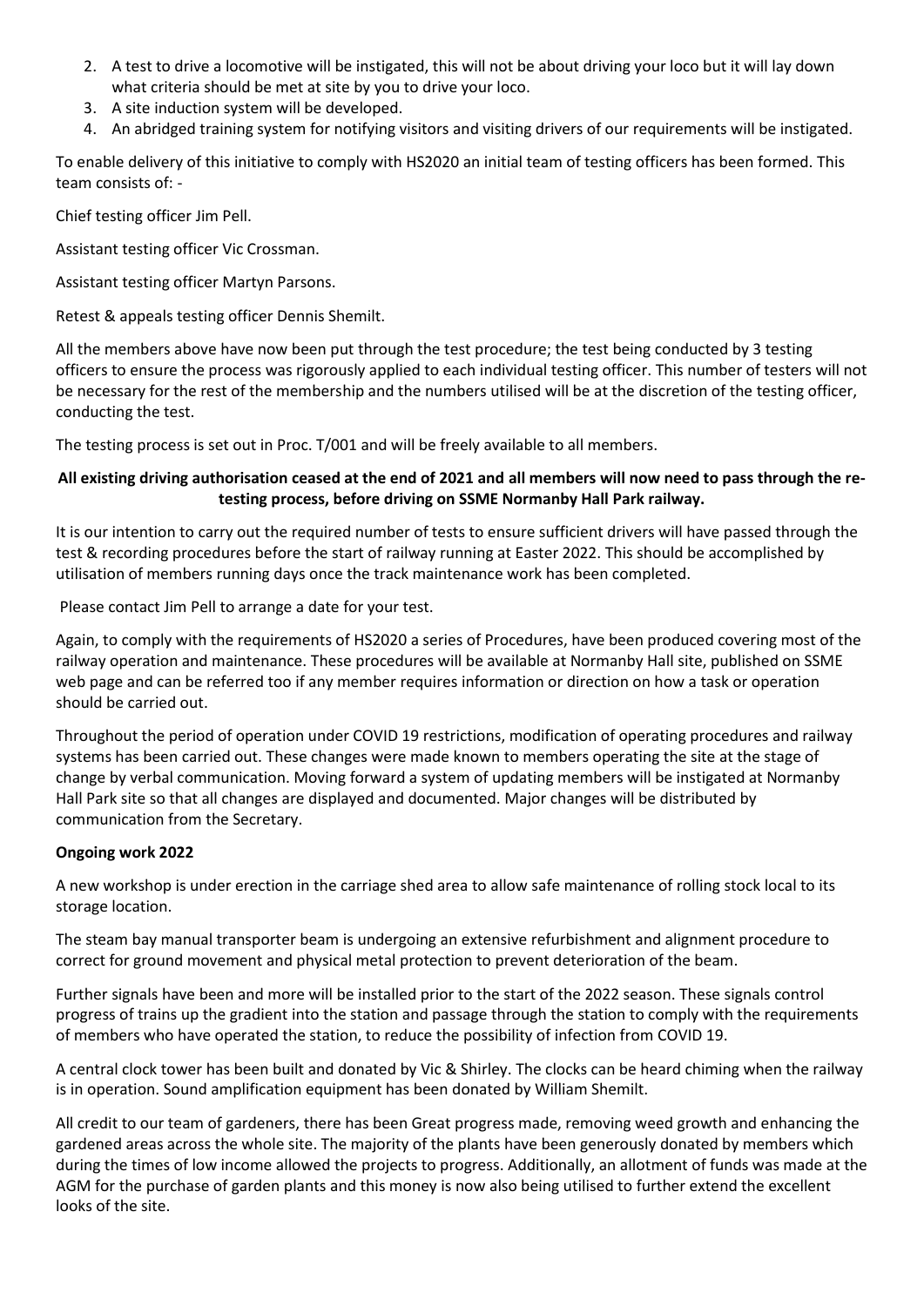2. A test to drive a locomotive will be instigated, this will not be about driving your loco but it will lay down what criteria should be met at site by you to drive your loco.
3. A site induction system will be developed.
4. An abridged training system for notifying visitors and visiting drivers of our requirements will be instigated.

To enable delivery of this initiative to comply with HS2020 an initial team of testing officers has been formed. This team consists of: -

Chief testing officer Jim Pell.

Assistant testing officer Vic Crossman.

Assistant testing officer Martyn Parsons.

Retest & appeals testing officer Dennis Shemilt.

All the members above have now been put through the test procedure; the test being conducted by 3 testing officers to ensure the process was rigorously applied to each individual testing officer. This number of testers will not be necessary for the rest of the membership and the numbers utilised will be at the discretion of the testing officer, conducting the test.

The testing process is set out in Proc. T/001 and will be freely available to all members.

**All existing driving authorisation ceased at the end of 2021 and all members will now need to pass through the re-testing process, before driving on SSME Normanby Hall Park railway.**

It is our intention to carry out the required number of tests to ensure sufficient drivers will have passed through the test & recording procedures before the start of railway running at Easter 2022. This should be accomplished by utilisation of members running days once the track maintenance work has been completed.

Please contact Jim Pell to arrange a date for your test.

Again, to comply with the requirements of HS2020 a series of Procedures, have been produced covering most of the railway operation and maintenance. These procedures will be available at Normanby Hall site, published on SSME web page and can be referred too if any member requires information or direction on how a task or operation should be carried out.

Throughout the period of operation under COVID 19 restrictions, modification of operating procedures and railway systems has been carried out. These changes were made known to members operating the site at the stage of change by verbal communication. Moving forward a system of updating members will be instigated at Normanby Hall Park site so that all changes are displayed and documented. Major changes will be distributed by communication from the Secretary.

**Ongoing work 2022**

A new workshop is under erection in the carriage shed area to allow safe maintenance of rolling stock local to its storage location.

The steam bay manual transporter beam is undergoing an extensive refurbishment and alignment procedure to correct for ground movement and physical metal protection to prevent deterioration of the beam.

Further signals have been and more will be installed prior to the start of the 2022 season. These signals control progress of trains up the gradient into the station and passage through the station to comply with the requirements of members who have operated the station, to reduce the possibility of infection from COVID 19.

A central clock tower has been built and donated by Vic & Shirley. The clocks can be heard chiming when the railway is in operation. Sound amplification equipment has been donated by William Shemilt.

All credit to our team of gardeners, there has been Great progress made, removing weed growth and enhancing the gardened areas across the whole site. The majority of the plants have been generously donated by members which during the times of low income allowed the projects to progress. Additionally, an allotment of funds was made at the AGM for the purchase of garden plants and this money is now also being utilised to further extend the excellent looks of the site.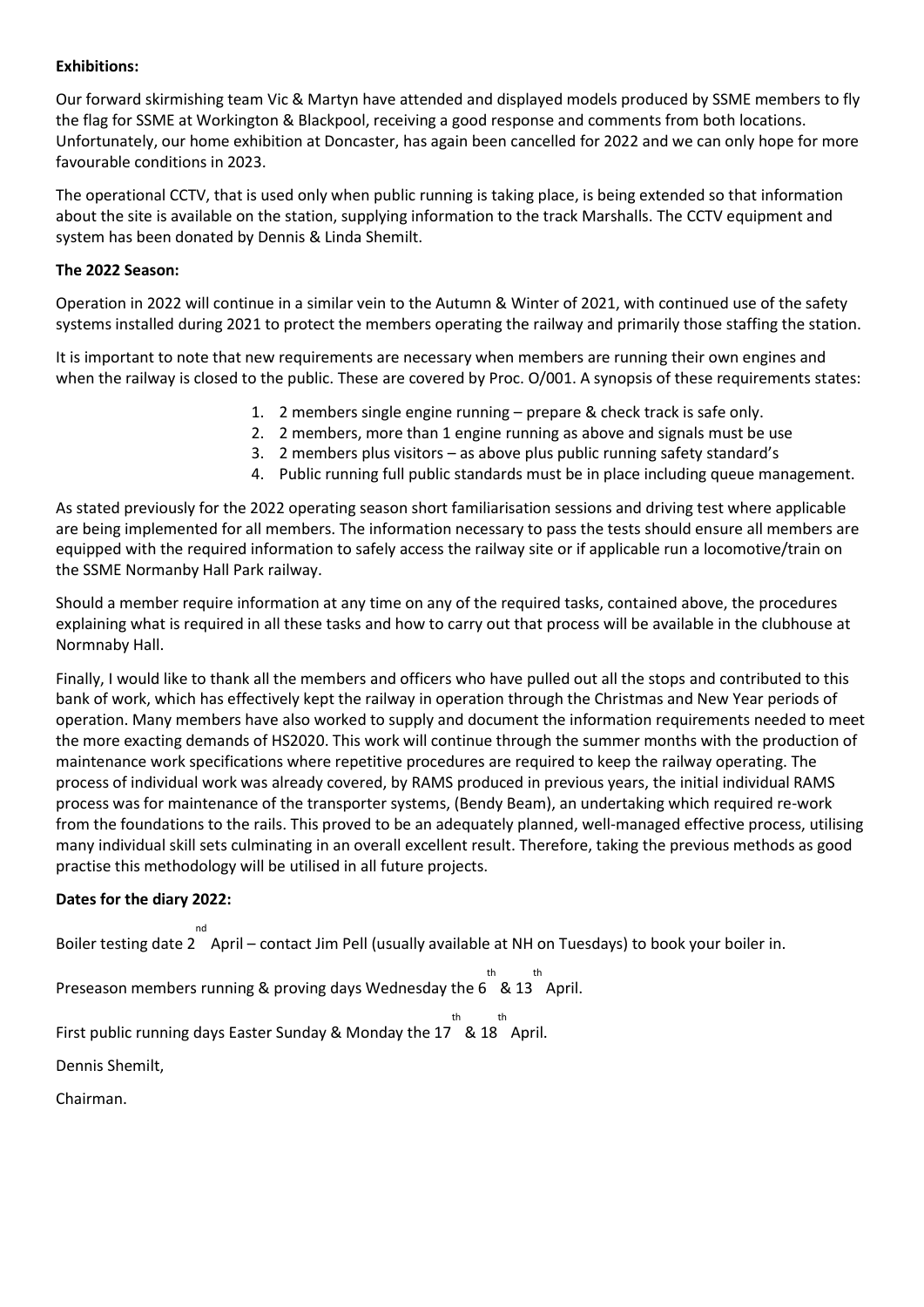**Exhibitions:**

Our forward skirmishing team Vic & Martyn have attended and displayed models produced by SSME members to fly the flag for SSME at Workington & Blackpool, receiving a good response and comments from both locations. Unfortunately, our home exhibition at Doncaster, has again been cancelled for 2022 and we can only hope for more favourable conditions in 2023.

The operational CCTV, that is used only when public running is taking place, is being extended so that information about the site is available on the station, supplying information to the track Marshalls. The CCTV equipment and system has been donated by Dennis & Linda Shemilt.

**The 2022 Season:**

Operation in 2022 will continue in a similar vein to the Autumn & Winter of 2021, with continued use of the safety systems installed during 2021 to protect the members operating the railway and primarily those staffing the station.

It is important to note that new requirements are necessary when members are running their own engines and when the railway is closed to the public. These are covered by Proc. O/001. A synopsis of these requirements states:

1. 2 members single engine running – prepare & check track is safe only.
2. 2 members, more than 1 engine running as above and signals must be use
3. 2 members plus visitors – as above plus public running safety standard's
4. Public running full public standards must be in place including queue management.

As stated previously for the 2022 operating season short familiarisation sessions and driving test where applicable are being implemented for all members. The information necessary to pass the tests should ensure all members are equipped with the required information to safely access the railway site or if applicable run a locomotive/train on the SSME Normanby Hall Park railway.

Should a member require information at any time on any of the required tasks, contained above, the procedures explaining what is required in all these tasks and how to carry out that process will be available in the clubhouse at Normnaby Hall.

Finally, I would like to thank all the members and officers who have pulled out all the stops and contributed to this bank of work, which has effectively kept the railway in operation through the Christmas and New Year periods of operation. Many members have also worked to supply and document the information requirements needed to meet the more exacting demands of HS2020. This work will continue through the summer months with the production of maintenance work specifications where repetitive procedures are required to keep the railway operating. The process of individual work was already covered, by RAMS produced in previous years, the initial individual RAMS process was for maintenance of the transporter systems, (Bendy Beam), an undertaking which required re-work from the foundations to the rails. This proved to be an adequately planned, well-managed effective process, utilising many individual skill sets culminating in an overall excellent result. Therefore, taking the previous methods as good practise this methodology will be utilised in all future projects.

**Dates for the diary 2022:**

Boiler testing date 2nd April – contact Jim Pell (usually available at NH on Tuesdays) to book your boiler in.

Preseason members running & proving days Wednesday the 6th & 13th April.

First public running days Easter Sunday & Monday the 17th & 18th April.

Dennis Shemilt,

Chairman.